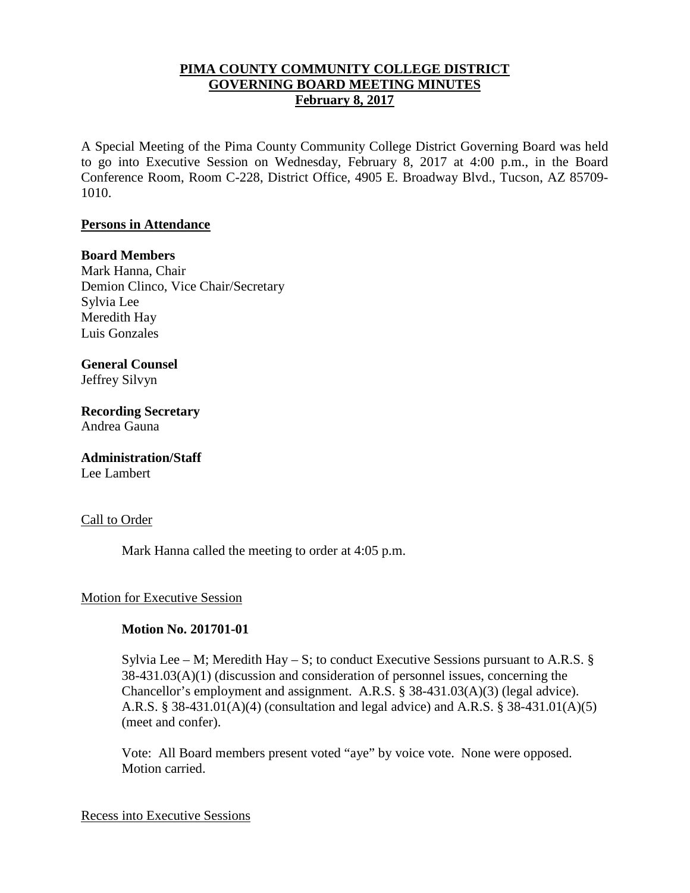# PIMA COUNTY COMMUNITY COLLEGE DISTRICT GOVERNING BOARD MEETING MINUTES February 8, 2017

A Special Meeting of the Pima County Community College District Governing Board was held to go into Executive Session on Wednesday, February 8, 2017 at 4:00 p.m., in the Board Conference Room, Room C-228, District Office, 4905 E. Broadway Blvd., Tucson, AZ 85709-1010.

## Persons in Attendance

**Board Members**
Mark Hanna, Chair
Demion Clinco, Vice Chair/Secretary
Sylvia Lee
Meredith Hay
Luis Gonzales

**General Counsel**
Jeffrey Silvyn

**Recording Secretary**
Andrea Gauna

**Administration/Staff**
Lee Lambert

### Call to Order

Mark Hanna called the meeting to order at 4:05 p.m.

### Motion for Executive Session

**Motion No. 201701-01**

Sylvia Lee – M; Meredith Hay – S; to conduct Executive Sessions pursuant to A.R.S. § 38-431.03(A)(1) (discussion and consideration of personnel issues, concerning the Chancellor's employment and assignment. A.R.S. § 38-431.03(A)(3) (legal advice). A.R.S. § 38-431.01(A)(4) (consultation and legal advice) and A.R.S. § 38-431.01(A)(5) (meet and confer).

Vote: All Board members present voted "aye" by voice vote. None were opposed. Motion carried.

### Recess into Executive Sessions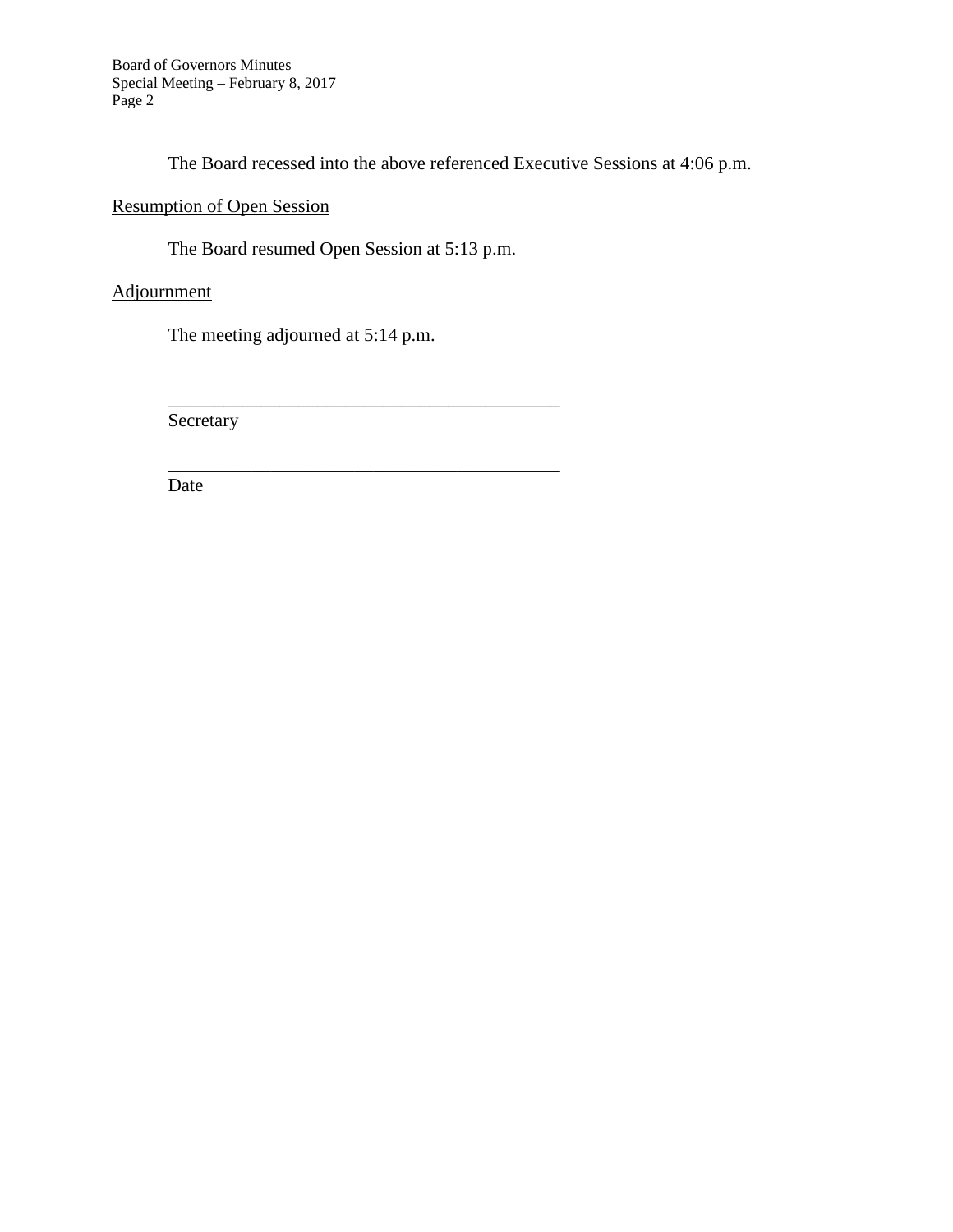The Board recessed into the above referenced Executive Sessions at 4:06 p.m.

Resumption of Open Session

The Board resumed Open Session at 5:13 p.m.

Adjournment

The meeting adjourned at 5:14 p.m.

\_\_\_\_\_\_\_\_\_\_\_\_\_\_\_\_\_\_\_\_\_\_\_\_\_\_\_\_\_\_\_\_\_\_\_\_\_\_\_\_\_\_\_\_

Secretary

\_\_\_\_\_\_\_\_\_\_\_\_\_\_\_\_\_\_\_\_\_\_\_\_\_\_\_\_\_\_\_\_\_\_\_\_\_\_\_\_\_\_\_\_

Date